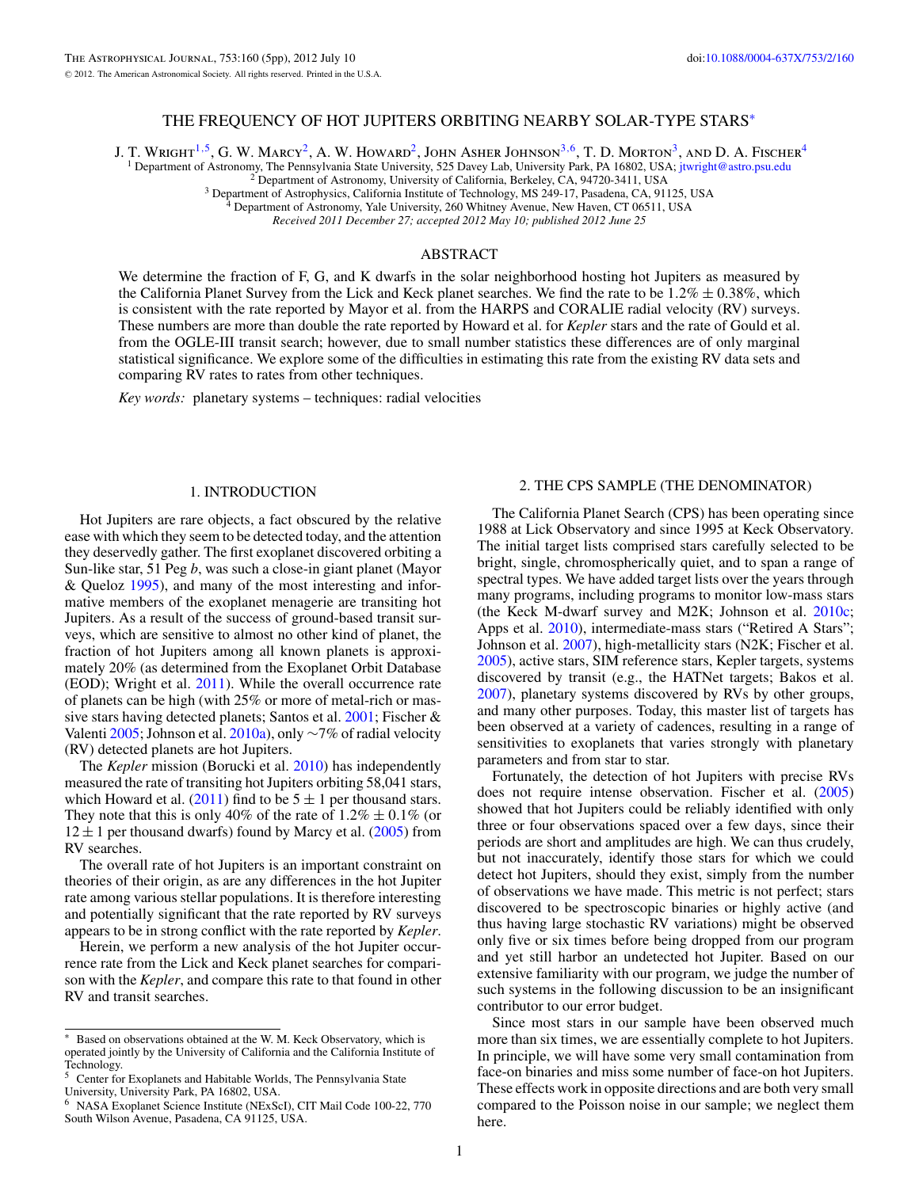# THE FREQUENCY OF HOT JUPITERS ORBITING NEARBY SOLAR-TYPE STARS*

J. T. Wright[1,5], G. W. Marcy[2], A. W. Howard[2], John Asher Johnson[3,6], T. D. Morton[3], and D. A. Fischer[4]

[1] Department of Astronomy, The Pennsylvania State University, 525 Davey Lab, University Park, PA 16802, USA; jtwright@astro.psu.edu
[2] Department of Astronomy, University of California, Berkeley, CA, 94720-3411, USA
[3] Department of Astrophysics, California Institute of Technology, MS 249-17, Pasadena, CA, 91125, USA
[4] Department of Astronomy, Yale University, 260 Whitney Avenue, New Haven, CT 06511, USA

*Received 2011 December 27; accepted 2012 May 10; published 2012 June 25*

## ABSTRACT

We determine the fraction of F, G, and K dwarfs in the solar neighborhood hosting hot Jupiters as measured by the California Planet Survey from the Lick and Keck planet searches. We find the rate to be $1.2\% \pm 0.38\%$, which is consistent with the rate reported by Mayor et al. from the HARPS and CORALIE radial velocity (RV) surveys. These numbers are more than double the rate reported by Howard et al. for *Kepler* stars and the rate of Gould et al. from the OGLE-III transit search; however, due to small number statistics these differences are of only marginal statistical significance. We explore some of the difficulties in estimating this rate from the existing RV data sets and comparing RV rates to rates from other techniques.

*Key words:* planetary systems – techniques: radial velocities

## 1. INTRODUCTION

Hot Jupiters are rare objects, a fact obscured by the relative ease with which they seem to be detected today, and the attention they deservedly gather. The first exoplanet discovered orbiting a Sun-like star, 51 Peg *b*, was such a close-in giant planet (Mayor & Queloz 1995), and many of the most interesting and informative members of the exoplanet menagerie are transiting hot Jupiters. As a result of the success of ground-based transit surveys, which are sensitive to almost no other kind of planet, the fraction of hot Jupiters among all known planets is approximately 20% (as determined from the Exoplanet Orbit Database (EOD); Wright et al. 2011). While the overall occurrence rate of planets can be high (with 25% or more of metal-rich or massive stars having detected planets; Santos et al. 2001; Fischer & Valenti 2005; Johnson et al. 2010a), only ∼7% of radial velocity (RV) detected planets are hot Jupiters.

The *Kepler* mission (Borucki et al. 2010) has independently measured the rate of transiting hot Jupiters orbiting 58,041 stars, which Howard et al. (2011) find to be $5 \pm 1$ per thousand stars. They note that this is only 40% of the rate of $1.2\% \pm 0.1\%$ (or $12 \pm 1$ per thousand dwarfs) found by Marcy et al. (2005) from RV searches.

The overall rate of hot Jupiters is an important constraint on theories of their origin, as are any differences in the hot Jupiter rate among various stellar populations. It is therefore interesting and potentially significant that the rate reported by RV surveys appears to be in strong conflict with the rate reported by *Kepler*.

Herein, we perform a new analysis of the hot Jupiter occurrence rate from the Lick and Keck planet searches for comparison with the *Kepler*, and compare this rate to that found in other RV and transit searches.

## 2. THE CPS SAMPLE (THE DENOMINATOR)

The California Planet Search (CPS) has been operating since 1988 at Lick Observatory and since 1995 at Keck Observatory. The initial target lists comprised stars carefully selected to be bright, single, chromospherically quiet, and to span a range of spectral types. We have added target lists over the years through many programs, including programs to monitor low-mass stars (the Keck M-dwarf survey and M2K; Johnson et al. 2010c; Apps et al. 2010), intermediate-mass stars ("Retired A Stars"; Johnson et al. 2007), high-metallicity stars (N2K; Fischer et al. 2005), active stars, SIM reference stars, Kepler targets, systems discovered by transit (e.g., the HATNet targets; Bakos et al. 2007), planetary systems discovered by RVs by other groups, and many other purposes. Today, this master list of targets has been observed at a variety of cadences, resulting in a range of sensitivities to exoplanets that varies strongly with planetary parameters and from star to star.

Fortunately, the detection of hot Jupiters with precise RVs does not require intense observation. Fischer et al. (2005) showed that hot Jupiters could be reliably identified with only three or four observations spaced over a few days, since their periods are short and amplitudes are high. We can thus crudely, but not inaccurately, identify those stars for which we could detect hot Jupiters, should they exist, simply from the number of observations we have made. This metric is not perfect; stars discovered to be spectroscopic binaries or highly active (and thus having large stochastic RV variations) might be observed only five or six times before being dropped from our program and yet still harbor an undetected hot Jupiter. Based on our extensive familiarity with our program, we judge the number of such systems in the following discussion to be an insignificant contributor to our error budget.

Since most stars in our sample have been observed much more than six times, we are essentially complete to hot Jupiters. In principle, we will have some very small contamination from face-on binaries and miss some number of face-on hot Jupiters. These effects work in opposite directions and are both very small compared to the Poisson noise in our sample; we neglect them here.

---

* Based on observations obtained at the W. M. Keck Observatory, which is operated jointly by the University of California and the California Institute of Technology.

[5] Center for Exoplanets and Habitable Worlds, The Pennsylvania State University, University Park, PA 16802, USA.

[6] NASA Exoplanet Science Institute (NExScI), CIT Mail Code 100-22, 770 South Wilson Avenue, Pasadena, CA 91125, USA.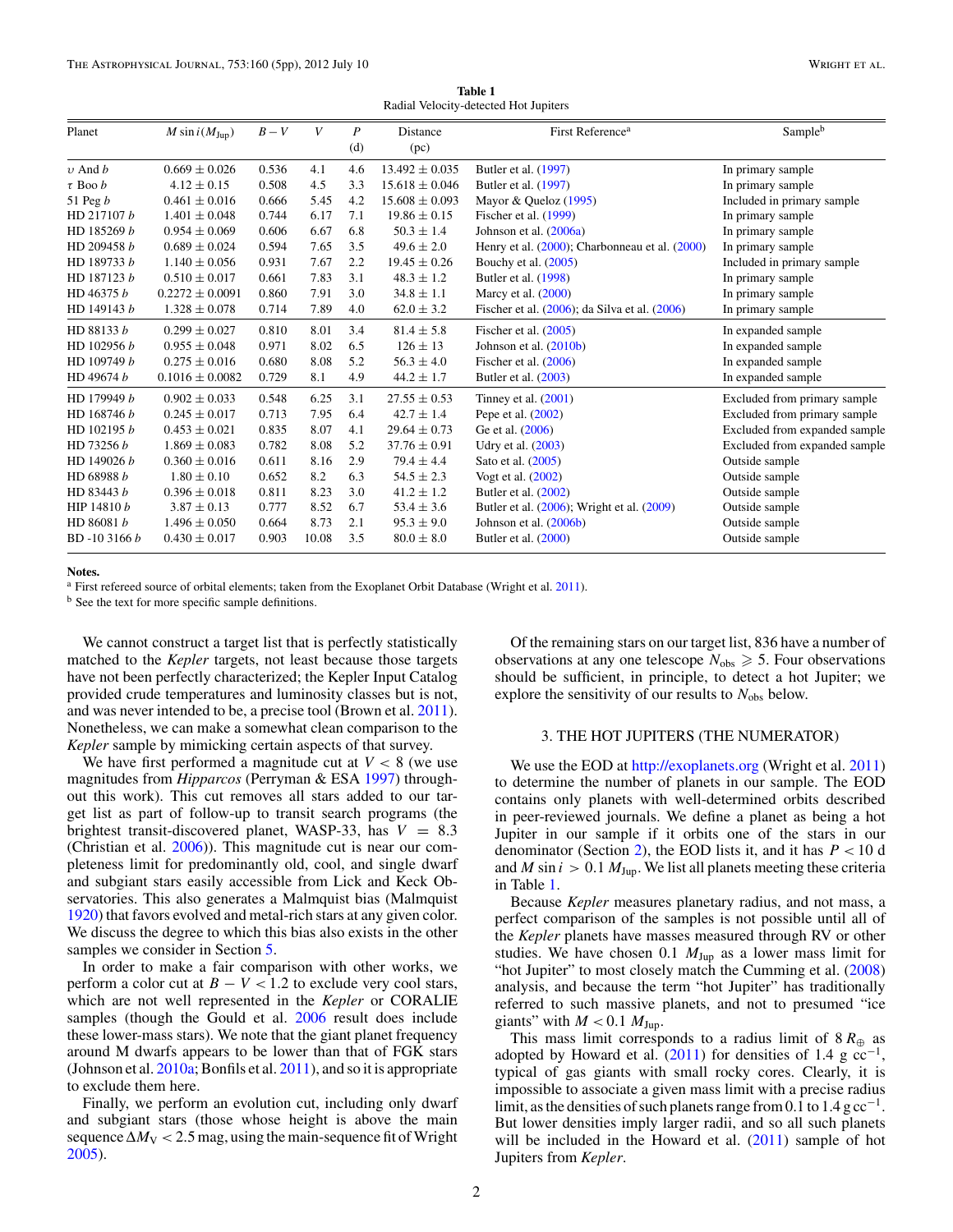**Table 1**
Radial Velocity-detected Hot Jupiters

| Planet | $M \sin i (M_{\rm Jup})$ | $B - V$ | $V$ | $P$ (d) | Distance (pc) | First Reference[a] | Sample[b] |
|---|---|---|---|---|---|---|---|
| $\upsilon$ And *b* | $0.669 \pm 0.026$ | 0.536 | 4.1 | 4.6 | $13.492 \pm 0.035$ | Butler et al. (1997) | In primary sample |
| $\tau$ Boo *b* | $4.12 \pm 0.15$ | 0.508 | 4.5 | 3.3 | $15.618 \pm 0.046$ | Butler et al. (1997) | In primary sample |
| 51 Peg *b* | $0.461 \pm 0.016$ | 0.666 | 5.45 | 4.2 | $15.608 \pm 0.093$ | Mayor & Queloz (1995) | Included in primary sample |
| HD 217107 *b* | $1.401 \pm 0.048$ | 0.744 | 6.17 | 7.1 | $19.86 \pm 0.15$ | Fischer et al. (1999) | In primary sample |
| HD 185269 *b* | $0.954 \pm 0.069$ | 0.606 | 6.67 | 6.8 | $50.3 \pm 1.4$ | Johnson et al. (2006a) | In primary sample |
| HD 209458 *b* | $0.689 \pm 0.024$ | 0.594 | 7.65 | 3.5 | $49.6 \pm 2.0$ | Henry et al. (2000); Charbonneau et al. (2000) | In primary sample |
| HD 189733 *b* | $1.140 \pm 0.056$ | 0.931 | 7.67 | 2.2 | $19.45 \pm 0.26$ | Bouchy et al. (2005) | Included in primary sample |
| HD 187123 *b* | $0.510 \pm 0.017$ | 0.661 | 7.83 | 3.1 | $48.3 \pm 1.2$ | Butler et al. (1998) | In primary sample |
| HD 46375 *b* | $0.2272 \pm 0.0091$ | 0.860 | 7.91 | 3.0 | $34.8 \pm 1.1$ | Marcy et al. (2000) | In primary sample |
| HD 149143 *b* | $1.328 \pm 0.078$ | 0.714 | 7.89 | 4.0 | $62.0 \pm 3.2$ | Fischer et al. (2006); da Silva et al. (2006) | In primary sample |
| HD 88133 *b* | $0.299 \pm 0.027$ | 0.810 | 8.01 | 3.4 | $81.4 \pm 5.8$ | Fischer et al. (2005) | In expanded sample |
| HD 102956 *b* | $0.955 \pm 0.048$ | 0.971 | 8.02 | 6.5 | $126 \pm 13$ | Johnson et al. (2010b) | In expanded sample |
| HD 109749 *b* | $0.275 \pm 0.016$ | 0.680 | 8.08 | 5.2 | $56.3 \pm 4.0$ | Fischer et al. (2006) | In expanded sample |
| HD 49674 *b* | $0.1016 \pm 0.0082$ | 0.729 | 8.1 | 4.9 | $44.2 \pm 1.7$ | Butler et al. (2003) | In expanded sample |
| HD 179949 *b* | $0.902 \pm 0.033$ | 0.548 | 6.25 | 3.1 | $27.55 \pm 0.53$ | Tinney et al. (2001) | Excluded from primary sample |
| HD 168746 *b* | $0.245 \pm 0.017$ | 0.713 | 7.95 | 6.4 | $42.7 \pm 1.4$ | Pepe et al. (2002) | Excluded from primary sample |
| HD 102195 *b* | $0.453 \pm 0.021$ | 0.835 | 8.07 | 4.1 | $29.64 \pm 0.73$ | Ge et al. (2006) | Excluded from expanded sample |
| HD 73256 *b* | $1.869 \pm 0.083$ | 0.782 | 8.08 | 5.2 | $37.76 \pm 0.91$ | Udry et al. (2003) | Excluded from expanded sample |
| HD 149026 *b* | $0.360 \pm 0.016$ | 0.611 | 8.16 | 2.9 | $79.4 \pm 4.4$ | Sato et al. (2005) | Outside sample |
| HD 68988 *b* | $1.80 \pm 0.10$ | 0.652 | 8.2 | 6.3 | $54.5 \pm 2.3$ | Vogt et al. (2002) | Outside sample |
| HD 83443 *b* | $0.396 \pm 0.018$ | 0.811 | 8.23 | 3.0 | $41.2 \pm 1.2$ | Butler et al. (2002) | Outside sample |
| HIP 14810 *b* | $3.87 \pm 0.13$ | 0.777 | 8.52 | 6.7 | $53.4 \pm 3.6$ | Butler et al. (2006); Wright et al. (2009) | Outside sample |
| HD 86081 *b* | $1.496 \pm 0.050$ | 0.664 | 8.73 | 2.1 | $95.3 \pm 9.0$ | Johnson et al. (2006b) | Outside sample |
| BD -10 3166 *b* | $0.430 \pm 0.017$ | 0.903 | 10.08 | 3.5 | $80.0 \pm 8.0$ | Butler et al. (2000) | Outside sample |

**Notes.**
[a] First refereed source of orbital elements; taken from the Exoplanet Orbit Database (Wright et al. 2011).
[b] See the text for more specific sample definitions.

We cannot construct a target list that is perfectly statistically matched to the *Kepler* targets, not least because those targets have not been perfectly characterized; the Kepler Input Catalog provided crude temperatures and luminosity classes but is not, and was never intended to be, a precise tool (Brown et al. 2011). Nonetheless, we can make a somewhat clean comparison to the *Kepler* sample by mimicking certain aspects of that survey.

We have first performed a magnitude cut at $V < 8$ (we use magnitudes from *Hipparcos* (Perryman & ESA 1997) throughout this work). This cut removes all stars added to our target list as part of follow-up to transit search programs (the brightest transit-discovered planet, WASP-33, has $V = 8.3$ (Christian et al. 2006)). This magnitude cut is near our completeness limit for predominantly old, cool, and single dwarf and subgiant stars easily accessible from Lick and Keck Observatories. This also generates a Malmquist bias (Malmquist 1920) that favors evolved and metal-rich stars at any given color. We discuss the degree to which this bias also exists in the other samples we consider in Section 5.

In order to make a fair comparison with other works, we perform a color cut at $B - V < 1.2$ to exclude very cool stars, which are not well represented in the *Kepler* or CORALIE samples (though the Gould et al. 2006 result does include these lower-mass stars). We note that the giant planet frequency around M dwarfs appears to be lower than that of FGK stars (Johnson et al. 2010a; Bonfils et al. 2011), and so it is appropriate to exclude them here.

Finally, we perform an evolution cut, including only dwarf and subgiant stars (those whose height is above the main sequence $\Delta M_V < 2.5$ mag, using the main-sequence fit of Wright 2005).

Of the remaining stars on our target list, 836 have a number of observations at any one telescope $N_{\rm obs} \geqslant 5$. Four observations should be sufficient, in principle, to detect a hot Jupiter; we explore the sensitivity of our results to $N_{\rm obs}$ below.

## 3. THE HOT JUPITERS (THE NUMERATOR)

We use the EOD at http://exoplanets.org (Wright et al. 2011) to determine the number of planets in our sample. The EOD contains only planets with well-determined orbits described in peer-reviewed journals. We define a planet as being a hot Jupiter in our sample if it orbits one of the stars in our denominator (Section 2), the EOD lists it, and it has $P < 10$ d and $M \sin i > 0.1\, M_{\rm Jup}$. We list all planets meeting these criteria in Table 1.

Because *Kepler* measures planetary radius, and not mass, a perfect comparison of the samples is not possible until all of the *Kepler* planets have masses measured through RV or other studies. We have chosen 0.1 $M_{\rm Jup}$ as a lower mass limit for "hot Jupiter" to most closely match the Cumming et al. (2008) analysis, and because the term "hot Jupiter" has traditionally referred to such massive planets, and not to presumed "ice giants" with $M < 0.1\, M_{\rm Jup}$.

This mass limit corresponds to a radius limit of 8 $R_\oplus$ as adopted by Howard et al. (2011) for densities of 1.4 g cc$^{-1}$, typical of gas giants with small rocky cores. Clearly, it is impossible to associate a given mass limit with a precise radius limit, as the densities of such planets range from 0.1 to 1.4 g cc$^{-1}$. But lower densities imply larger radii, and so all such planets will be included in the Howard et al. (2011) sample of hot Jupiters from *Kepler*.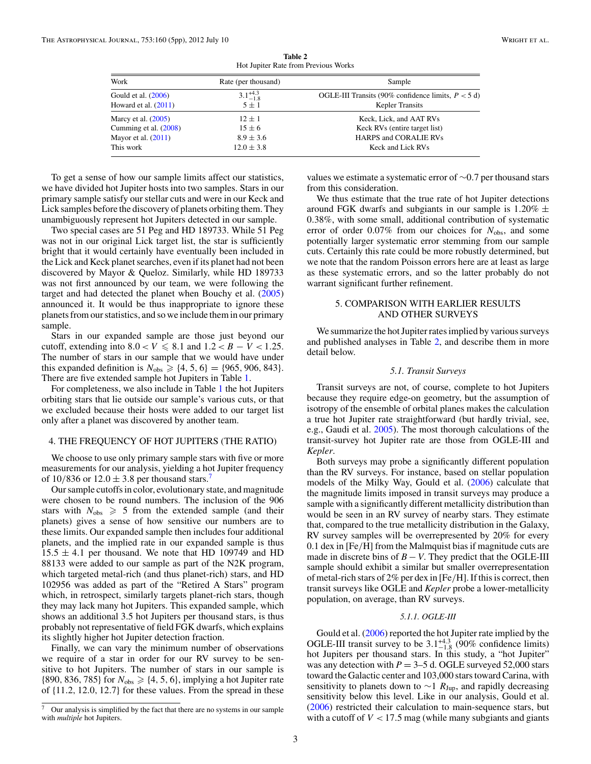**Table 2**
Hot Jupiter Rate from Previous Works

| Work | Rate (per thousand) | Sample |
|---|---|---|
| Gould et al. (2006) | $3.1^{+4.3}_{-1.8}$ | OGLE-III Transits (90% confidence limits, $P < 5$ d) |
| Howard et al. (2011) | $5 \pm 1$ | Kepler Transits |
| Marcy et al. (2005) | $12 \pm 1$ | Keck, Lick, and AAT RVs |
| Cumming et al. (2008) | $15 \pm 6$ | Keck RVs (entire target list) |
| Mayor et al. (2011) | $8.9 \pm 3.6$ | HARPS and CORALIE RVs |
| This work | $12.0 \pm 3.8$ | Keck and Lick RVs |

To get a sense of how our sample limits affect our statistics, we have divided hot Jupiter hosts into two samples. Stars in our primary sample satisfy our stellar cuts and were in our Keck and Lick samples before the discovery of planets orbiting them. They unambiguously represent hot Jupiters detected in our sample.

Two special cases are 51 Peg and HD 189733. While 51 Peg was not in our original Lick target list, the star is sufficiently bright that it would certainly have eventually been included in the Lick and Keck planet searches, even if its planet had not been discovered by Mayor & Queloz. Similarly, while HD 189733 was not first announced by our team, we were following the target and had detected the planet when Bouchy et al. (2005) announced it. It would be thus inappropriate to ignore these planets from our statistics, and so we include them in our primary sample.

Stars in our expanded sample are those just beyond our cutoff, extending into $8.0 < V \leqslant 8.1$ and $1.2 < B - V < 1.25$. The number of stars in our sample that we would have under this expanded definition is $N_{\text{obs}} \geqslant \{4, 5, 6\} = \{965, 906, 843\}$. There are five extended sample hot Jupiters in Table 1.

For completeness, we also include in Table 1 the hot Jupiters orbiting stars that lie outside our sample's various cuts, or that we excluded because their hosts were added to our target list only after a planet was discovered by another team.

## 4. THE FREQUENCY OF HOT JUPITERS (THE RATIO)

We choose to use only primary sample stars with five or more measurements for our analysis, yielding a hot Jupiter frequency of 10/836 or $12.0 \pm 3.8$ per thousand stars.[7]

Our sample cutoffs in color, evolutionary state, and magnitude were chosen to be round numbers. The inclusion of the 906 stars with $N_{\text{obs}} \geqslant 5$ from the extended sample (and their planets) gives a sense of how sensitive our numbers are to these limits. Our expanded sample then includes four additional planets, and the implied rate in our expanded sample is thus $15.5 \pm 4.1$ per thousand. We note that HD 109749 and HD 88133 were added to our sample as part of the N2K program, which targeted metal-rich (and thus planet-rich) stars, and HD 102956 was added as part of the "Retired A Stars" program which, in retrospect, similarly targets planet-rich stars, though they may lack many hot Jupiters. This expanded sample, which shows an additional 3.5 hot Jupiters per thousand stars, is thus probably not representative of field FGK dwarfs, which explains its slightly higher hot Jupiter detection fraction.

Finally, we can vary the minimum number of observations we require of a star in order for our RV survey to be sensitive to hot Jupiters. The number of stars in our sample is $\{890, 836, 785\}$ for $N_{\text{obs}} \geqslant \{4, 5, 6\}$, implying a hot Jupiter rate of $\{11.2, 12.0, 12.7\}$ for these values. From the spread in these values we estimate a systematic error of $\sim$0.7 per thousand stars from this consideration.

We thus estimate that the true rate of hot Jupiter detections around FGK dwarfs and subgiants in our sample is $1.20\% \pm 0.38\%$, with some small, additional contribution of systematic error of order 0.07% from our choices for $N_{\text{obs}}$, and some potentially larger systematic error stemming from our sample cuts. Certainly this rate could be more robustly determined, but we note that the random Poisson errors here are at least as large as these systematic errors, and so the latter probably do not warrant significant further refinement.

[7] Our analysis is simplified by the fact that there are no systems in our sample with *multiple* hot Jupiters.

## 5. COMPARISON WITH EARLIER RESULTS AND OTHER SURVEYS

We summarize the hot Jupiter rates implied by various surveys and published analyses in Table 2, and describe them in more detail below.

### 5.1. Transit Surveys

Transit surveys are not, of course, complete to hot Jupiters because they require edge-on geometry, but the assumption of isotropy of the ensemble of orbital planes makes the calculation a true hot Jupiter rate straightforward (but hardly trivial, see, e.g., Gaudi et al. 2005). The most thorough calculations of the transit-survey hot Jupiter rate are those from OGLE-III and *Kepler*.

Both surveys may probe a significantly different population than the RV surveys. For instance, based on stellar population models of the Milky Way, Gould et al. (2006) calculate that the magnitude limits imposed in transit surveys may produce a sample with a significantly different metallicity distribution than would be seen in an RV survey of nearby stars. They estimate that, compared to the true metallicity distribution in the Galaxy, RV survey samples will be overrepresented by 20% for every 0.1 dex in [Fe/H] from the Malmquist bias if magnitude cuts are made in discrete bins of $B - V$. They predict that the OGLE-III sample should exhibit a similar but smaller overrepresentation of metal-rich stars of 2% per dex in [Fe/H]. If this is correct, then transit surveys like OGLE and *Kepler* probe a lower-metallicity population, on average, than RV surveys.

#### 5.1.1. OGLE-III

Gould et al. (2006) reported the hot Jupiter rate implied by the OGLE-III transit survey to be $3.1^{+4.3}_{-1.8}$ (90% confidence limits) hot Jupiters per thousand stars. In this study, a "hot Jupiter" was any detection with $P = 3$–5 d. OGLE surveyed 52,000 stars toward the Galactic center and 103,000 stars toward Carina, with sensitivity to planets down to $\sim$1 $R_{\text{Jup}}$, and rapidly decreasing sensitivity below this level. Like in our analysis, Gould et al. (2006) restricted their calculation to main-sequence stars, but with a cutoff of $V < 17.5$ mag (while many subgiants and giants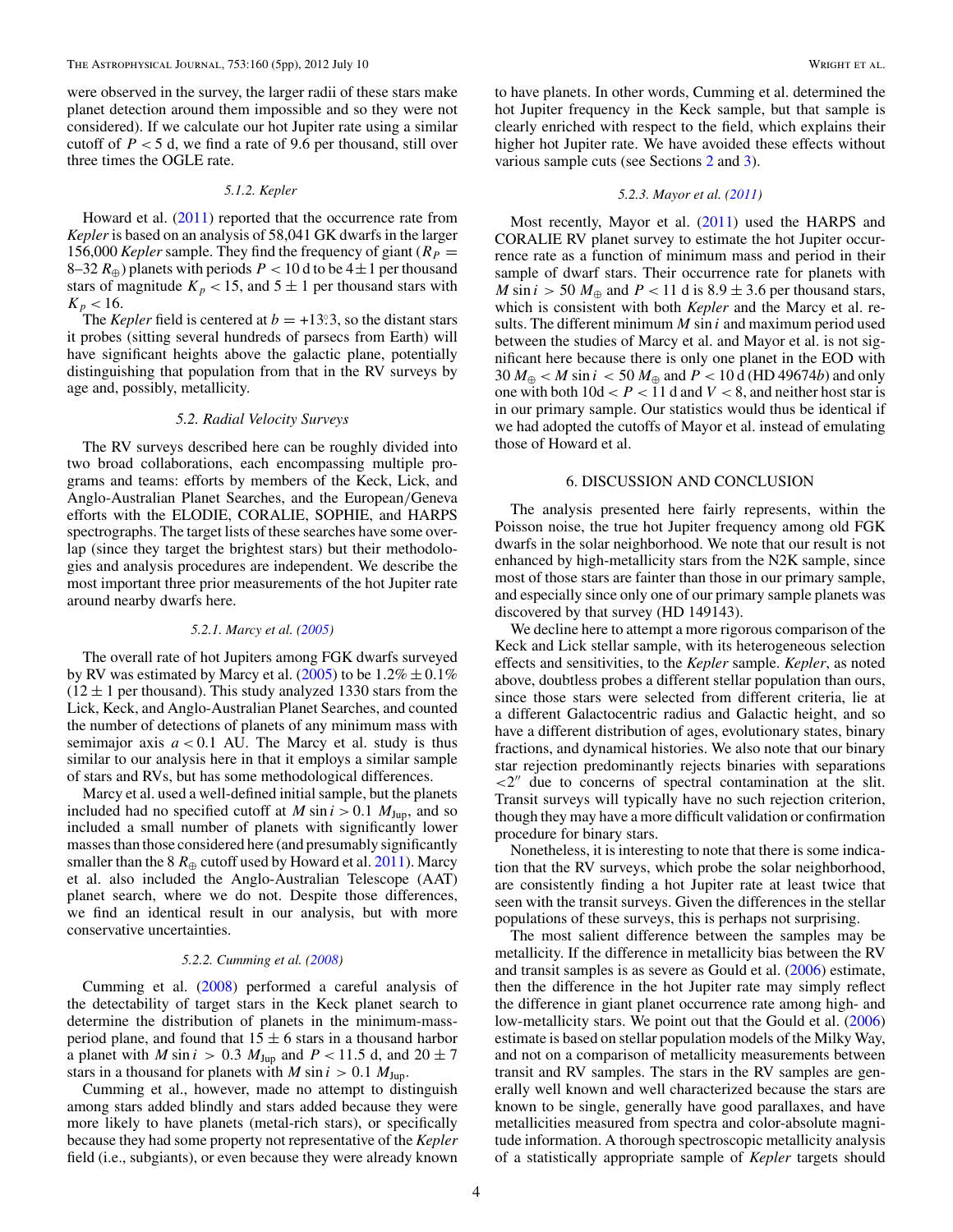were observed in the survey, the larger radii of these stars make planet detection around them impossible and so they were not considered). If we calculate our hot Jupiter rate using a similar cutoff of $P < 5$ d, we find a rate of 9.6 per thousand, still over three times the OGLE rate.

#### 5.1.2. *Kepler*

Howard et al. (2011) reported that the occurrence rate from *Kepler* is based on an analysis of 58,041 GK dwarfs in the larger 156,000 *Kepler* sample. They find the frequency of giant ($R_P = 8$–$32\ R_\oplus$) planets with periods $P < 10$ d to be $4 \pm 1$ per thousand stars of magnitude $K_p < 15$, and $5 \pm 1$ per thousand stars with $K_p < 16$.

The *Kepler* field is centered at $b = +13.3^\circ$, so the distant stars it probes (sitting several hundreds of parsecs from Earth) will have significant heights above the galactic plane, potentially distinguishing that population from that in the RV surveys by age and, possibly, metallicity.

### 5.2. *Radial Velocity Surveys*

The RV surveys described here can be roughly divided into two broad collaborations, each encompassing multiple programs and teams: efforts by members of the Keck, Lick, and Anglo-Australian Planet Searches, and the European/Geneva efforts with the ELODIE, CORALIE, SOPHIE, and HARPS spectrographs. The target lists of these searches have some overlap (since they target the brightest stars) but their methodologies and analysis procedures are independent. We describe the most important three prior measurements of the hot Jupiter rate around nearby dwarfs here.

#### 5.2.1. *Marcy et al. (2005)*

The overall rate of hot Jupiters among FGK dwarfs surveyed by RV was estimated by Marcy et al. (2005) to be $1.2\% \pm 0.1\%$ ($12 \pm 1$ per thousand). This study analyzed 1330 stars from the Lick, Keck, and Anglo-Australian Planet Searches, and counted the number of detections of planets of any minimum mass with semimajor axis $a < 0.1$ AU. The Marcy et al. study is thus similar to our analysis here in that it employs a similar sample of stars and RVs, but has some methodological differences.

Marcy et al. used a well-defined initial sample, but the planets included had no specified cutoff at $M \sin i > 0.1\ M_{\rm Jup}$, and so included a small number of planets with significantly lower masses than those considered here (and presumably significantly smaller than the $8\ R_\oplus$ cutoff used by Howard et al. 2011). Marcy et al. also included the Anglo-Australian Telescope (AAT) planet search, where we do not. Despite those differences, we find an identical result in our analysis, but with more conservative uncertainties.

#### 5.2.2. *Cumming et al. (2008)*

Cumming et al. (2008) performed a careful analysis of the detectability of target stars in the Keck planet search to determine the distribution of planets in the minimum-mass-period plane, and found that $15 \pm 6$ stars in a thousand harbor a planet with $M \sin i > 0.3\ M_{\rm Jup}$ and $P < 11.5$ d, and $20 \pm 7$ stars in a thousand for planets with $M \sin i > 0.1\ M_{\rm Jup}$.

Cumming et al., however, made no attempt to distinguish among stars added blindly and stars added because they were more likely to have planets (metal-rich stars), or specifically because they had some property not representative of the *Kepler* field (i.e., subgiants), or even because they were already known to have planets. In other words, Cumming et al. determined the hot Jupiter frequency in the Keck sample, but that sample is clearly enriched with respect to the field, which explains their higher hot Jupiter rate. We have avoided these effects without various sample cuts (see Sections 2 and 3).

#### 5.2.3. *Mayor et al. (2011)*

Most recently, Mayor et al. (2011) used the HARPS and CORALIE RV planet survey to estimate the hot Jupiter occurrence rate as a function of minimum mass and period in their sample of dwarf stars. Their occurrence rate for planets with $M \sin i > 50\ M_\oplus$ and $P < 11$ d is $8.9 \pm 3.6$ per thousand stars, which is consistent with both *Kepler* and the Marcy et al. results. The different minimum $M \sin i$ and maximum period used between the studies of Marcy et al. and Mayor et al. is not significant here because there is only one planet in the EOD with $30\ M_\oplus < M \sin i < 50\ M_\oplus$ and $P < 10$ d (HD 49674*b*) and only one with both $10\text{d} < P < 11$ d and $V < 8$, and neither host star is in our primary sample. Our statistics would thus be identical if we had adopted the cutoffs of Mayor et al. instead of emulating those of Howard et al.

## 6. DISCUSSION AND CONCLUSION

The analysis presented here fairly represents, within the Poisson noise, the true hot Jupiter frequency among old FGK dwarfs in the solar neighborhood. We note that our result is not enhanced by high-metallicity stars from the N2K sample, since most of those stars are fainter than those in our primary sample, and especially since only one of our primary sample planets was discovered by that survey (HD 149143).

We decline here to attempt a more rigorous comparison of the Keck and Lick stellar sample, with its heterogeneous selection effects and sensitivities, to the *Kepler* sample. *Kepler*, as noted above, doubtless probes a different stellar population than ours, since those stars were selected from different criteria, lie at a different Galactocentric radius and Galactic height, and so have a different distribution of ages, evolutionary states, binary fractions, and dynamical histories. We also note that our binary star rejection predominantly rejects binaries with separations $<2''$ due to concerns of spectral contamination at the slit. Transit surveys will typically have no such rejection criterion, though they may have a more difficult validation or confirmation procedure for binary stars.

Nonetheless, it is interesting to note that there is some indication that the RV surveys, which probe the solar neighborhood, are consistently finding a hot Jupiter rate at least twice that seen with the transit surveys. Given the differences in the stellar populations of these surveys, this is perhaps not surprising.

The most salient difference between the samples may be metallicity. If the difference in metallicity bias between the RV and transit samples is as severe as Gould et al. (2006) estimate, then the difference in the hot Jupiter rate may simply reflect the difference in giant planet occurrence rate among high- and low-metallicity stars. We point out that the Gould et al. (2006) estimate is based on stellar population models of the Milky Way, and not on a comparison of metallicity measurements between transit and RV samples. The stars in the RV samples are generally well known and well characterized because the stars are known to be single, generally have good parallaxes, and have metallicities measured from spectra and color-absolute magnitude information. A thorough spectroscopic metallicity analysis of a statistically appropriate sample of *Kepler* targets should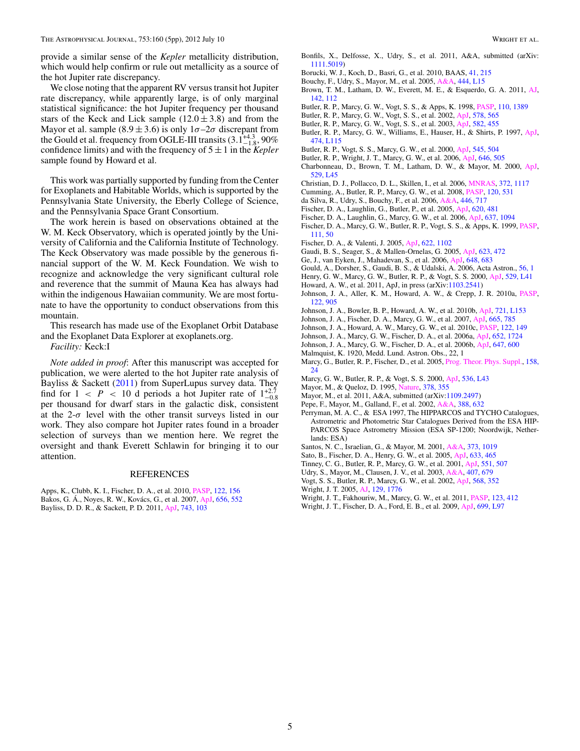provide a similar sense of the *Kepler* metallicity distribution, which would help confirm or rule out metallicity as a source of the hot Jupiter rate discrepancy.

We close noting that the apparent RV versus transit hot Jupiter rate discrepancy, while apparently large, is of only marginal statistical significance: the hot Jupiter frequency per thousand stars of the Keck and Lick sample ($12.0 \pm 3.8$) and from the Mayor et al. sample ($8.9 \pm 3.6$) is only $1\sigma$–$2\sigma$ discrepant from the Gould et al. frequency from OGLE-III transits ($3.1^{+4.3}_{-1.8}$, 90% confidence limits) and with the frequency of $5 \pm 1$ in the *Kepler* sample found by Howard et al.

This work was partially supported by funding from the Center for Exoplanets and Habitable Worlds, which is supported by the Pennsylvania State University, the Eberly College of Science, and the Pennsylvania Space Grant Consortium.

The work herein is based on observations obtained at the W. M. Keck Observatory, which is operated jointly by the University of California and the California Institute of Technology. The Keck Observatory was made possible by the generous financial support of the W. M. Keck Foundation. We wish to recognize and acknowledge the very significant cultural role and reverence that the summit of Mauna Kea has always had within the indigenous Hawaiian community. We are most fortunate to have the opportunity to conduct observations from this mountain.

This research has made use of the Exoplanet Orbit Database and the Exoplanet Data Explorer at exoplanets.org.

*Facility:* Keck:I

*Note added in proof*: After this manuscript was accepted for publication, we were alerted to the hot Jupiter rate analysis of Bayliss & Sackett (2011) from SuperLupus survey data. They find for $1 < P < 10$ d periods a hot Jupiter rate of $1^{+2.7}_{-0.8}$ per thousand for dwarf stars in the galactic disk, consistent at the 2-$\sigma$ level with the other transit surveys listed in our work. They also compare hot Jupiter rates found in a broader selection of surveys than we mention here. We regret the oversight and thank Everett Schlawin for bringing it to our attention.

## REFERENCES

Apps, K., Clubb, K. I., Fischer, D. A., et al. 2010, PASP, 122, 156
Bakos, G. Á., Noyes, R. W., Kovács, G., et al. 2007, ApJ, 656, 552
Bayliss, D. D. R., & Sackett, P. D. 2011, ApJ, 743, 103
Bonfils, X., Delfosse, X., Udry, S., et al. 2011, A&A, submitted (arXiv:1111.5019)
Borucki, W. J., Koch, D., Basri, G., et al. 2010, BAAS, 41, 215
Bouchy, F., Udry, S., Mayor, M., et al. 2005, A&A, 444, L15
Brown, T. M., Latham, D. W., Everett, M. E., & Esquerdo, G. A. 2011, AJ, 142, 112
Butler, R. P., Marcy, G. W., Vogt, S. S., & Apps, K. 1998, PASP, 110, 1389
Butler, R. P., Marcy, G. W., Vogt, S. S., et al. 2002, ApJ, 578, 565
Butler, R. P., Marcy, G. W., Vogt, S. S., et al. 2003, ApJ, 582, 455
Butler, R. P., Marcy, G. W., Williams, E., Hauser, H., & Shirts, P. 1997, ApJ, 474, L115
Butler, R. P., Vogt, S. S., Marcy, G. W., et al. 2000, ApJ, 545, 504
Butler, R. P., Wright, J. T., Marcy, G. W., et al. 2006, ApJ, 646, 505
Charbonneau, D., Brown, T. M., Latham, D. W., & Mayor, M. 2000, ApJ, 529, L45
Christian, D. J., Pollacco, D. L., Skillen, I., et al. 2006, MNRAS, 372, 1117
Cumming, A., Butler, R. P., Marcy, G. W., et al. 2008, PASP, 120, 531
da Silva, R., Udry, S., Bouchy, F., et al. 2006, A&A, 446, 717
Fischer, D. A., Laughlin, G., Butler, P., et al. 2005, ApJ, 620, 481
Fischer, D. A., Laughlin, G., Marcy, G. W., et al. 2006, ApJ, 637, 1094
Fischer, D. A., Marcy, G. W., Butler, R. P., Vogt, S. S., & Apps, K. 1999, PASP, 111, 50
Fischer, D. A., & Valenti, J. 2005, ApJ, 622, 1102
Gaudi, B. S., Seager, S., & Mallen-Ornelas, G. 2005, ApJ, 623, 472
Ge, J., van Eyken, J., Mahadevan, S., et al. 2006, ApJ, 648, 683
Gould, A., Dorsher, S., Gaudi, B. S., & Udalski, A. 2006, Acta Astron., 56, 1
Henry, G. W., Marcy, G. W., Butler, R. P., & Vogt, S. S. 2000, ApJ, 529, L41
Howard, A. W., et al. 2011, ApJ, in press (arXiv:1103.2541)
Johnson, J. A., Aller, K. M., Howard, A. W., & Crepp, J. R. 2010a, PASP, 122, 905
Johnson, J. A., Bowler, B. P., Howard, A. W., et al. 2010b, ApJ, 721, L153
Johnson, J. A., Fischer, D. A., Marcy, G. W., et al. 2007, ApJ, 665, 785
Johnson, J. A., Howard, A. W., Marcy, G. W., et al. 2010c, PASP, 122, 149
Johnson, J. A., Marcy, G. W., Fischer, D. A., et al. 2006a, ApJ, 652, 1724
Johnson, J. A., Marcy, G. W., Fischer, D. A., et al. 2006b, ApJ, 647, 600
Malmquist, K. 1920, Medd. Lund. Astron. Obs., 22, 1
Marcy, G., Butler, R. P., Fischer, D., et al. 2005, Prog. Theor. Phys. Suppl., 158, 24
Marcy, G. W., Butler, R. P., & Vogt, S. S. 2000, ApJ, 536, L43
Mayor, M., & Queloz, D. 1995, Nature, 378, 355
Mayor, M., et al. 2011, A&A, submitted (arXiv:1109.2497)
Pepe, F., Mayor, M., Galland, F., et al. 2002, A&A, 388, 632
Perryman, M. A. C., & ESA 1997, The HIPPARCOS and TYCHO Catalogues, Astrometric and Photometric Star Catalogues Derived from the ESA HIPPARCOS Space Astrometry Mission (ESA SP-1200; Noordwijk, Netherlands: ESA)
Santos, N. C., Israelian, G., & Mayor, M. 2001, A&A, 373, 1019
Sato, B., Fischer, D. A., Henry, G. W., et al. 2005, ApJ, 633, 465
Tinney, C. G., Butler, R. P., Marcy, G. W., et al. 2001, ApJ, 551, 507
Udry, S., Mayor, M., Clausen, J. V., et al. 2003, A&A, 407, 679
Vogt, S. S., Butler, R. P., Marcy, G. W., et al. 2002, ApJ, 568, 352
Wright, J. T. 2005, AJ, 129, 1776
Wright, J. T., Fakhouriw, M., Marcy, G. W., et al. 2011, PASP, 123, 412
Wright, J. T., Fischer, D. A., Ford, E. B., et al. 2009, ApJ, 699, L97